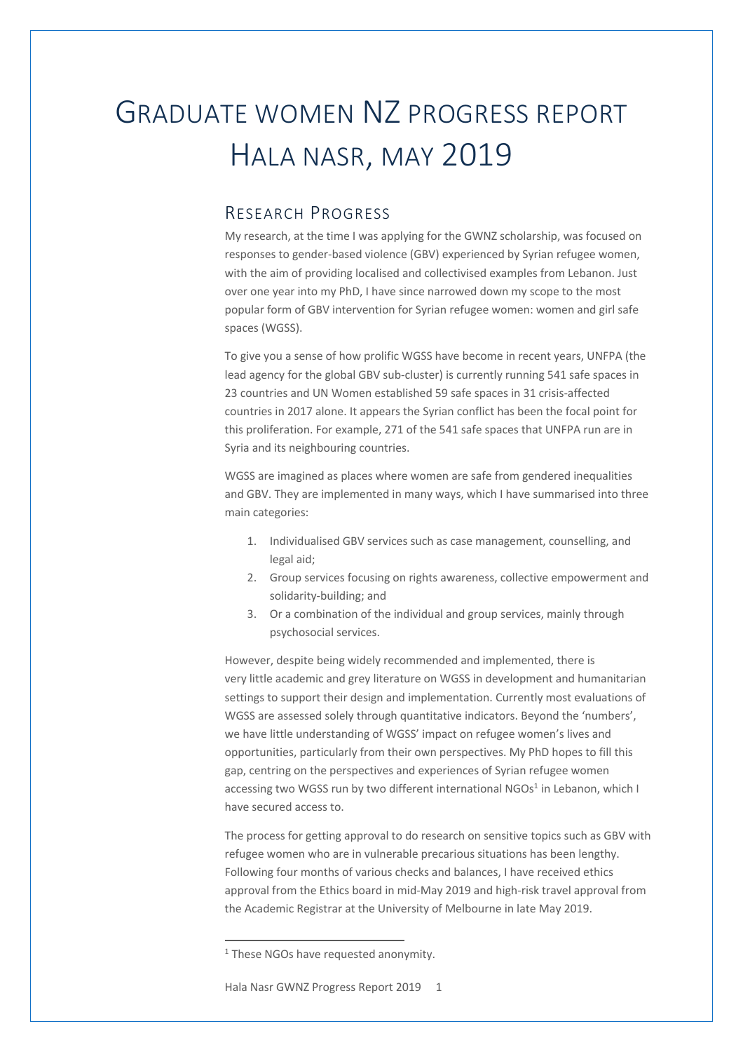# GRADUATE WOMEN NZ PROGRESS REPORT HALA NASR, MAY 2019

## RESEARCH PROGRESS

My research, at the time I was applying for the GWNZ scholarship, was focused on responses to gender-based violence (GBV) experienced by Syrian refugee women, with the aim of providing localised and collectivised examples from Lebanon. Just over one year into my PhD, I have since narrowed down my scope to the most popular form of GBV intervention for Syrian refugee women: women and girl safe spaces (WGSS).

To give you a sense of how prolific WGSS have become in recent years, UNFPA (the lead agency for the global GBV sub-cluster) is currently running 541 safe spaces in 23 countries and UN Women established 59 safe spaces in 31 crisis-affected countries in 2017 alone. It appears the Syrian conflict has been the focal point for this proliferation. For example, 271 of the 541 safe spaces that UNFPA run are in Syria and its neighbouring countries.

WGSS are imagined as places where women are safe from gendered inequalities and GBV. They are implemented in many ways, which I have summarised into three main categories:

1. Individualised GBV services such as case management, counselling, and legal aid;
2. Group services focusing on rights awareness, collective empowerment and solidarity-building; and
3. Or a combination of the individual and group services, mainly through psychosocial services.

However, despite being widely recommended and implemented, there is very little academic and grey literature on WGSS in development and humanitarian settings to support their design and implementation. Currently most evaluations of WGSS are assessed solely through quantitative indicators. Beyond the 'numbers', we have little understanding of WGSS' impact on refugee women's lives and opportunities, particularly from their own perspectives. My PhD hopes to fill this gap, centring on the perspectives and experiences of Syrian refugee women accessing two WGSS run by two different international NGOs[1] in Lebanon, which I have secured access to.

The process for getting approval to do research on sensitive topics such as GBV with refugee women who are in vulnerable precarious situations has been lengthy. Following four months of various checks and balances, I have received ethics approval from the Ethics board in mid-May 2019 and high-risk travel approval from the Academic Registrar at the University of Melbourne in late May 2019.

[1] These NGOs have requested anonymity.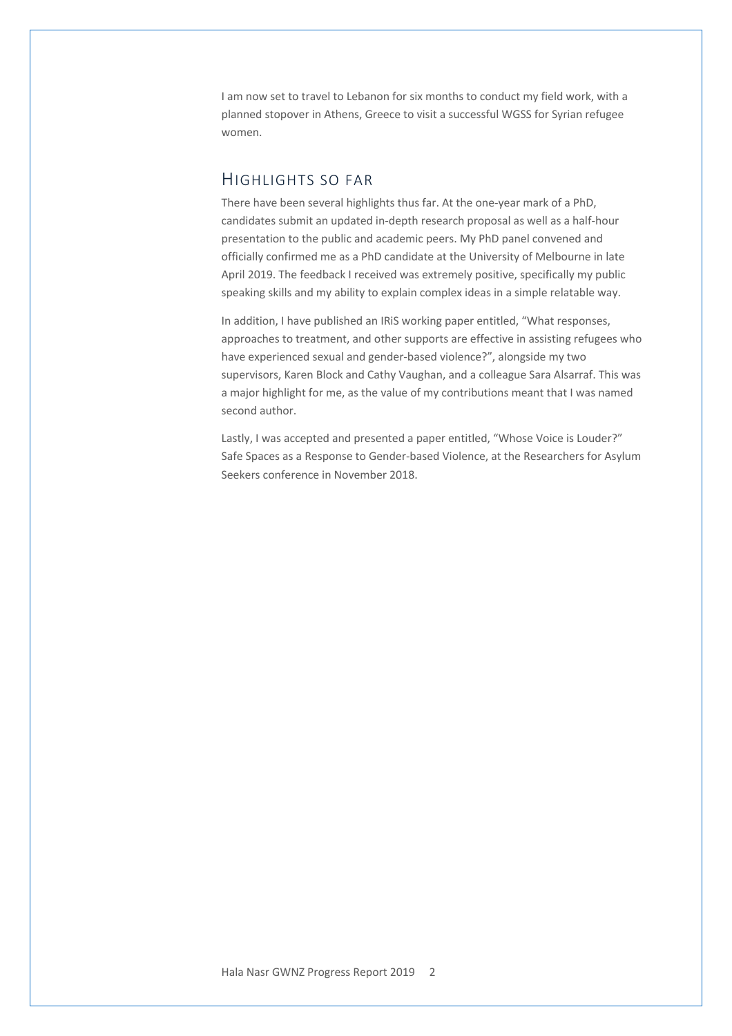I am now set to travel to Lebanon for six months to conduct my field work, with a planned stopover in Athens, Greece to visit a successful WGSS for Syrian refugee women.

## Highlights so far

There have been several highlights thus far. At the one-year mark of a PhD, candidates submit an updated in-depth research proposal as well as a half-hour presentation to the public and academic peers. My PhD panel convened and officially confirmed me as a PhD candidate at the University of Melbourne in late April 2019. The feedback I received was extremely positive, specifically my public speaking skills and my ability to explain complex ideas in a simple relatable way.

In addition, I have published an IRiS working paper entitled, "What responses, approaches to treatment, and other supports are effective in assisting refugees who have experienced sexual and gender-based violence?", alongside my two supervisors, Karen Block and Cathy Vaughan, and a colleague Sara Alsarraf. This was a major highlight for me, as the value of my contributions meant that I was named second author.

Lastly, I was accepted and presented a paper entitled, "Whose Voice is Louder?" Safe Spaces as a Response to Gender-based Violence, at the Researchers for Asylum Seekers conference in November 2018.